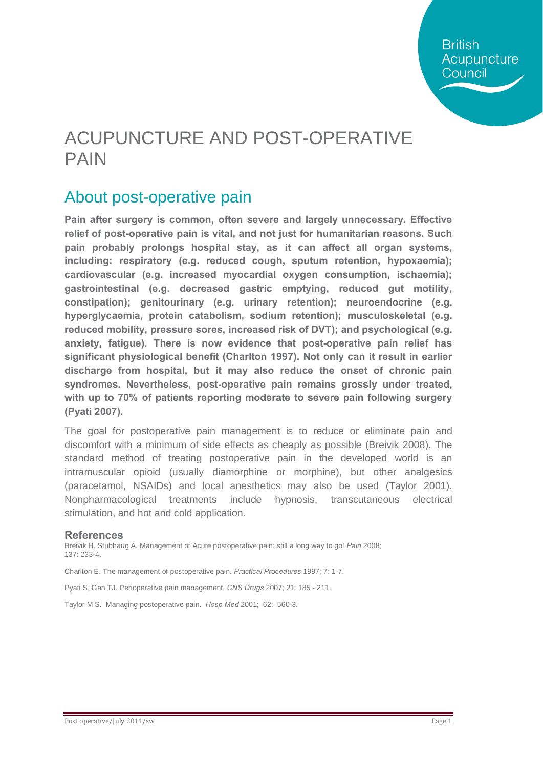# ACUPUNCTURE AND POST-OPERATIVE PAIN

## About post-operative pain

**Pain after surgery is common, often severe and largely unnecessary. Effective relief of post-operative pain is vital, and not just for humanitarian reasons. Such pain probably prolongs hospital stay, as it can affect all organ systems, including: respiratory (e.g. reduced cough, sputum retention, hypoxaemia); cardiovascular (e.g. increased myocardial oxygen consumption, ischaemia); gastrointestinal (e.g. decreased gastric emptying, reduced gut motility, constipation); genitourinary (e.g. urinary retention); neuroendocrine (e.g. hyperglycaemia, protein catabolism, sodium retention); musculoskeletal (e.g. reduced mobility, pressure sores, increased risk of DVT); and psychological (e.g. anxiety, fatigue). There is now evidence that post-operative pain relief has significant physiological benefit (Charlton 1997). Not only can it result in earlier discharge from hospital, but it may also reduce the onset of chronic pain syndromes. Nevertheless, post-operative pain remains grossly under treated, with up to 70% of patients reporting moderate to severe pain following surgery (Pyati 2007).**

The goal for postoperative pain management is to reduce or eliminate pain and discomfort with a minimum of side effects as cheaply as possible (Breivik 2008). The standard method of treating postoperative pain in the developed world is an intramuscular opioid (usually diamorphine or morphine), but other analgesics (paracetamol, NSAIDs) and local anesthetics may also be used (Taylor 2001). Nonpharmacological treatments include hypnosis, transcutaneous electrical stimulation, and hot and cold application.

### References

Breivik H, Stubhaug A. Management of Acute postoperative pain: still a long way to go! *Pain* 2008; 137: 233-4.

Charlton E. The management of postoperative pain. *Practical Procedures* 1997; 7: 1-7.

Pyati S, Gan TJ. Perioperative pain management. *CNS Drugs* 2007; 21: 185 - 211.

Taylor M S. Managing postoperative pain. *Hosp Med* 2001; 62: 560-3.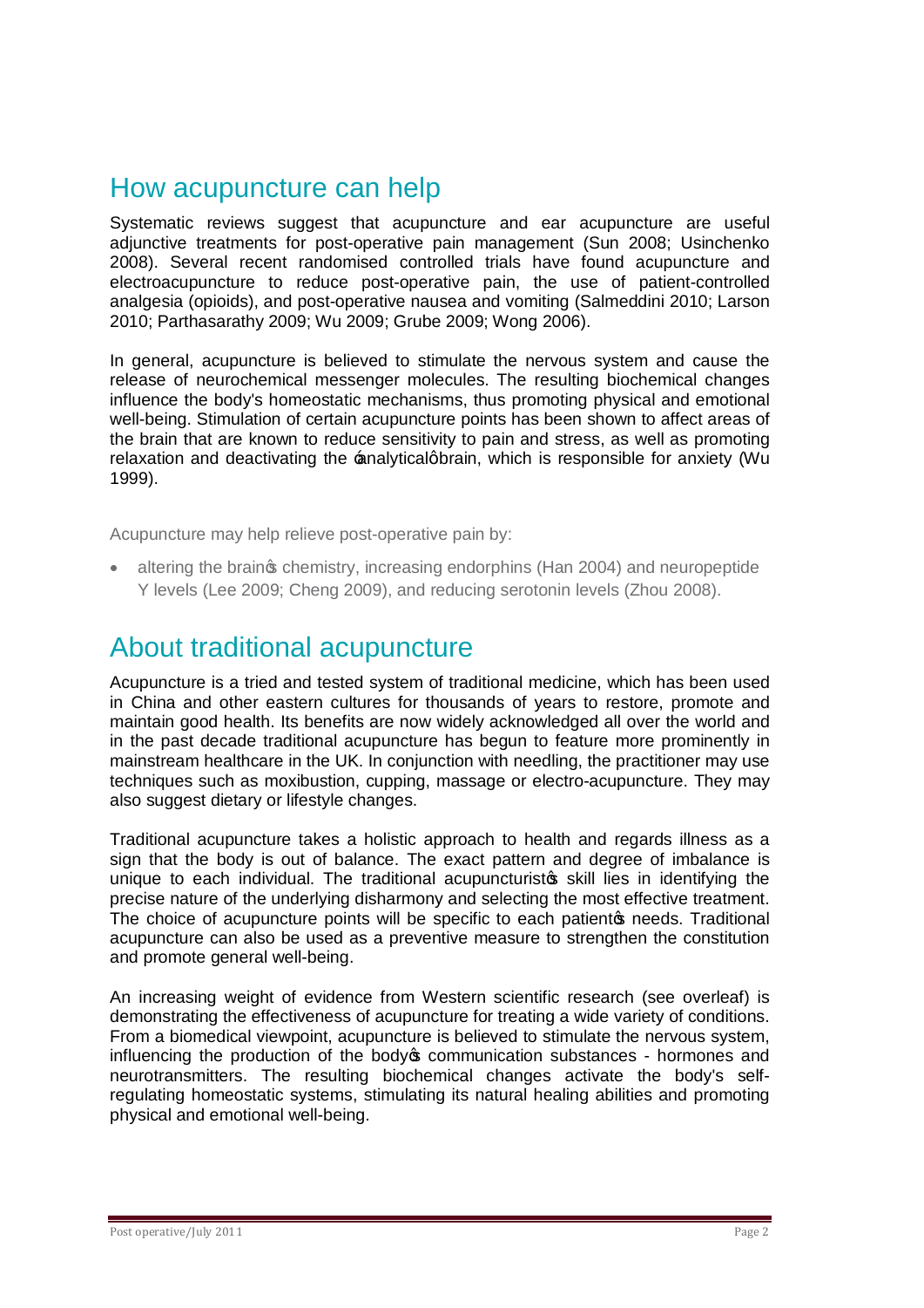## How acupuncture can help

Systematic reviews suggest that acupuncture and ear acupuncture are useful adjunctive treatments for post-operative pain management (Sun 2008; Usinchenko 2008). Several recent randomised controlled trials have found acupuncture and electroacupuncture to reduce post-operative pain, the use of patient-controlled analgesia (opioids), and post-operative nausea and vomiting (Salmeddini 2010; Larson 2010; Parthasarathy 2009; Wu 2009; Grube 2009; Wong 2006).

In general, acupuncture is believed to stimulate the nervous system and cause the release of neurochemical messenger molecules. The resulting biochemical changes influence the body's homeostatic mechanisms, thus promoting physical and emotional well-being. Stimulation of certain acupuncture points has been shown to affect areas of the brain that are known to reduce sensitivity to pain and stress, as well as promoting relaxation and deactivating the 'analytical' brain, which is responsible for anxiety (Wu 1999).

Acupuncture may help relieve post-operative pain by:

- altering the brain's chemistry, increasing endorphins (Han 2004) and neuropeptide Y levels (Lee 2009; Cheng 2009), and reducing serotonin levels (Zhou 2008).

## About traditional acupuncture

Acupuncture is a tried and tested system of traditional medicine, which has been used in China and other eastern cultures for thousands of years to restore, promote and maintain good health. Its benefits are now widely acknowledged all over the world and in the past decade traditional acupuncture has begun to feature more prominently in mainstream healthcare in the UK. In conjunction with needling, the practitioner may use techniques such as moxibustion, cupping, massage or electro-acupuncture. They may also suggest dietary or lifestyle changes.

Traditional acupuncture takes a holistic approach to health and regards illness as a sign that the body is out of balance. The exact pattern and degree of imbalance is unique to each individual. The traditional acupuncturist's skill lies in identifying the precise nature of the underlying disharmony and selecting the most effective treatment. The choice of acupuncture points will be specific to each patient's needs. Traditional acupuncture can also be used as a preventive measure to strengthen the constitution and promote general well-being.

An increasing weight of evidence from Western scientific research (see overleaf) is demonstrating the effectiveness of acupuncture for treating a wide variety of conditions. From a biomedical viewpoint, acupuncture is believed to stimulate the nervous system, influencing the production of the body's communication substances - hormones and neurotransmitters. The resulting biochemical changes activate the body's self-regulating homeostatic systems, stimulating its natural healing abilities and promoting physical and emotional well-being.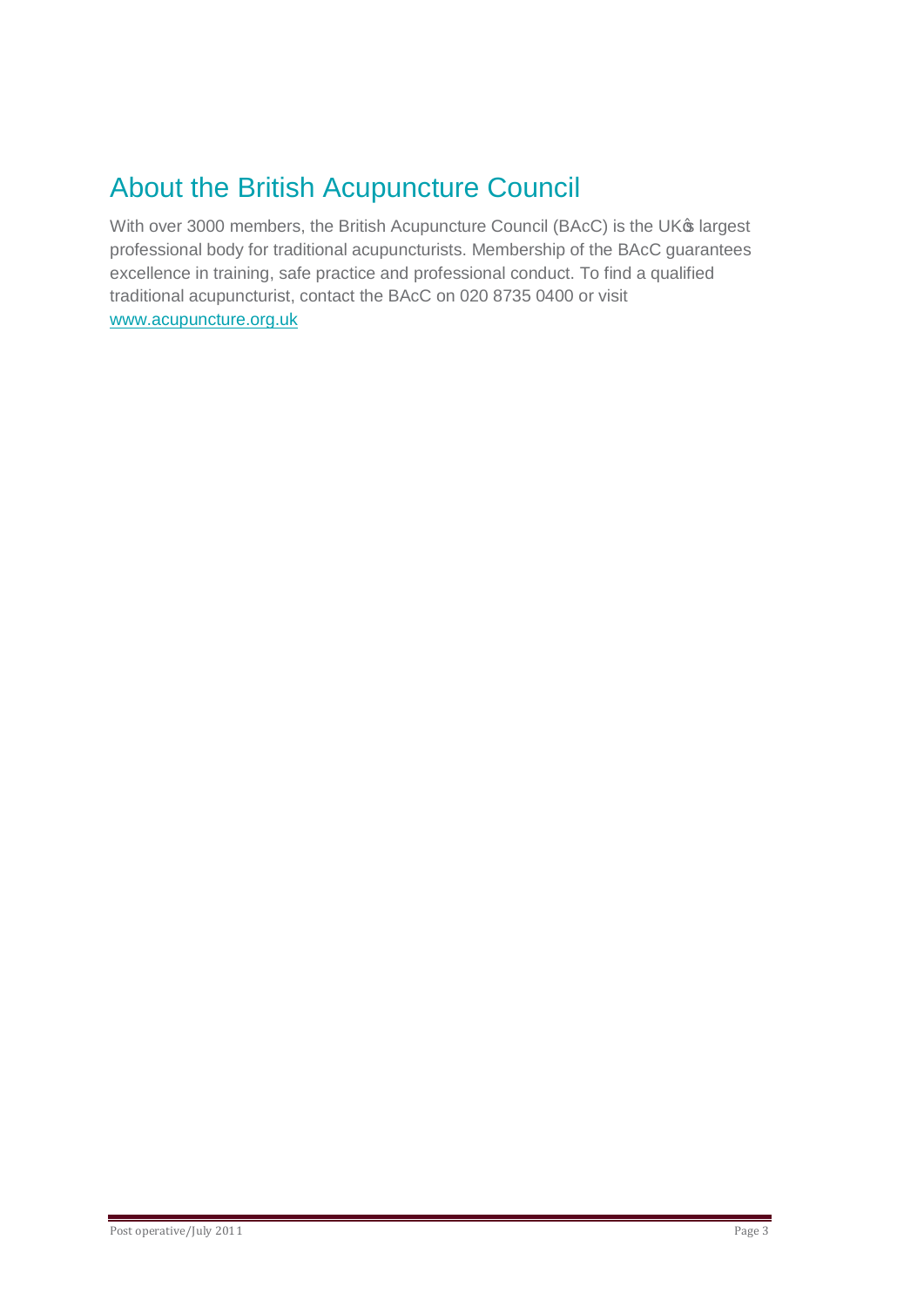## About the British Acupuncture Council

With over 3000 members, the British Acupuncture Council (BAcC) is the UK's largest professional body for traditional acupuncturists. Membership of the BAcC guarantees excellence in training, safe practice and professional conduct. To find a qualified traditional acupuncturist, contact the BAcC on 020 8735 0400 or visit [www.acupuncture.org.uk](http://www.acupuncture.org.uk)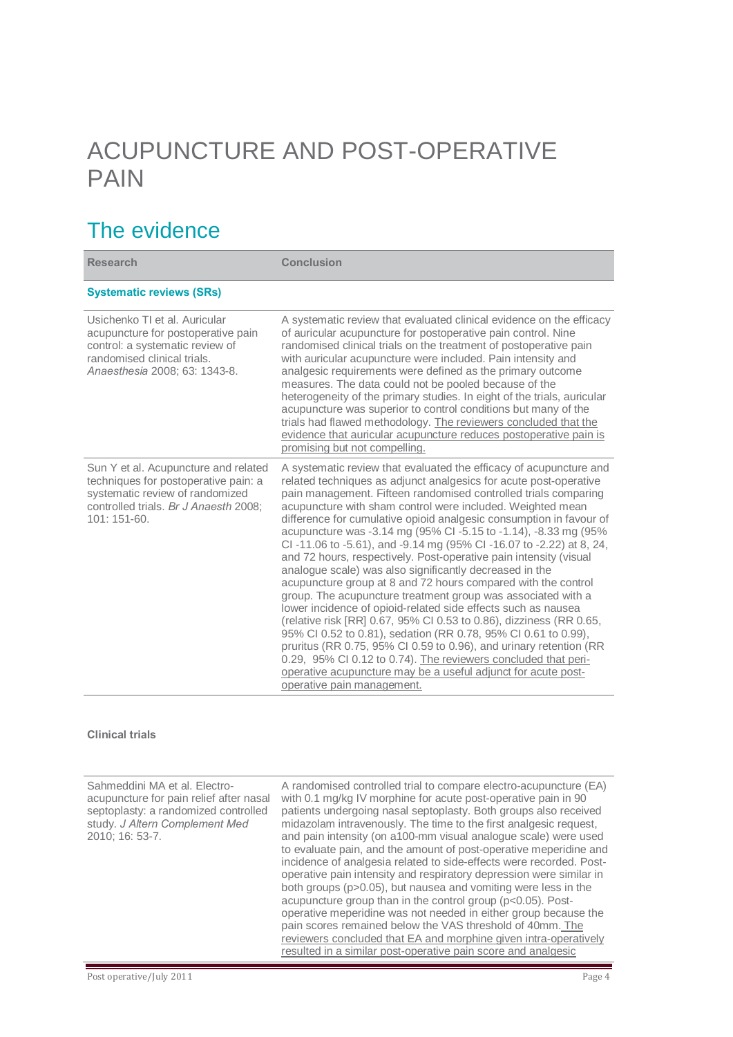# ACUPUNCTURE AND POST-OPERATIVE PAIN

## The evidence

| Research | Conclusion |
|---|---|
| **Systematic reviews (SRs)** | |
| Usichenko TI et al. Auricular acupuncture for postoperative pain control: a systematic review of randomised clinical trials. *Anaesthesia* 2008; 63: 1343-8. | A systematic review that evaluated clinical evidence on the efficacy of auricular acupuncture for postoperative pain control. Nine randomised clinical trials on the treatment of postoperative pain with auricular acupuncture were included. Pain intensity and analgesic requirements were defined as the primary outcome measures. The data could not be pooled because of the heterogeneity of the primary studies. In eight of the trials, auricular acupuncture was superior to control conditions but many of the trials had flawed methodology. The reviewers concluded that the evidence that auricular acupuncture reduces postoperative pain is promising but not compelling. |
| Sun Y et al. Acupuncture and related techniques for postoperative pain: a systematic review of randomized controlled trials. *Br J Anaesth* 2008; 101: 151-60. | A systematic review that evaluated the efficacy of acupuncture and related techniques as adjunct analgesics for acute post-operative pain management. Fifteen randomised controlled trials comparing acupuncture with sham control were included. Weighted mean difference for cumulative opioid analgesic consumption in favour of acupuncture was -3.14 mg (95% CI -5.15 to -1.14), -8.33 mg (95% CI -11.06 to -5.61), and -9.14 mg (95% CI -16.07 to -2.22) at 8, 24, and 72 hours, respectively. Post-operative pain intensity (visual analogue scale) was also significantly decreased in the acupuncture group at 8 and 72 hours compared with the control group. The acupuncture treatment group was associated with a lower incidence of opioid-related side effects such as nausea (relative risk [RR] 0.67, 95% CI 0.53 to 0.86), dizziness (RR 0.65, 95% CI 0.52 to 0.81), sedation (RR 0.78, 95% CI 0.61 to 0.99), pruritus (RR 0.75, 95% CI 0.59 to 0.96), and urinary retention (RR 0.29, 95% CI 0.12 to 0.74). The reviewers concluded that peri-operative acupuncture may be a useful adjunct for acute post-operative pain management. |

**Clinical trials**

| | |
|---|---|
| Sahmeddini MA et al. Electro-acupuncture for pain relief after nasal septoplasty: a randomized controlled study. *J Altern Complement Med* 2010; 16: 53-7. | A randomised controlled trial to compare electro-acupuncture (EA) with 0.1 mg/kg IV morphine for acute post-operative pain in 90 patients undergoing nasal septoplasty. Both groups also received midazolam intravenously. The time to the first analgesic request, and pain intensity (on a100-mm visual analogue scale) were used to evaluate pain, and the amount of post-operative meperidine and incidence of analgesia related to side-effects were recorded. Post-operative pain intensity and respiratory depression were similar in both groups ($p>0.05$), but nausea and vomiting were less in the acupuncture group than in the control group ($p<0.05$). Post-operative meperidine was not needed in either group because the pain scores remained below the VAS threshold of 40mm. The reviewers concluded that EA and morphine given intra-operatively resulted in a similar post-operative pain score and analgesic |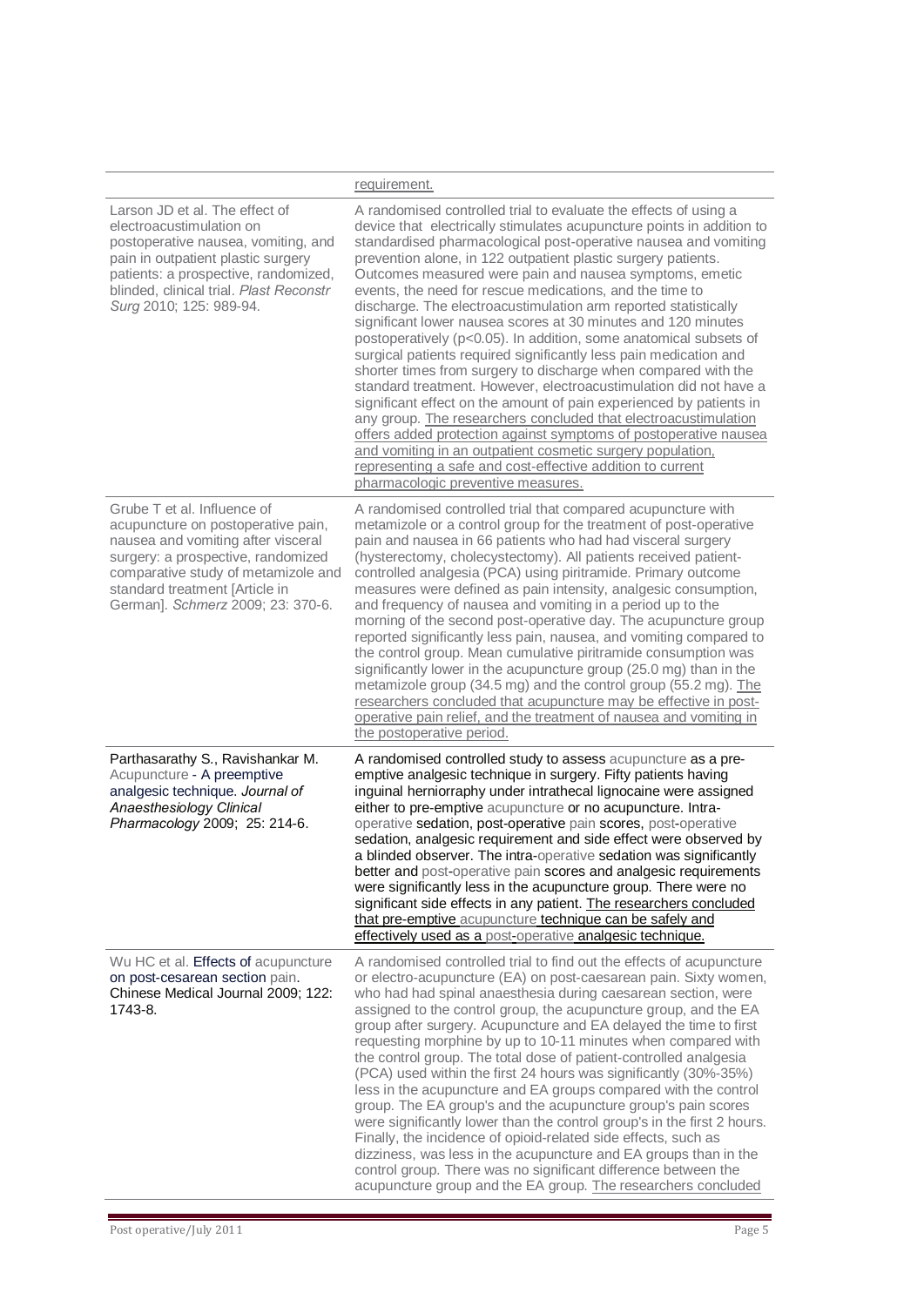| | |
|---|---|
| | requirement. |
| Larson JD et al. The effect of electroacustimulation on postoperative nausea, vomiting, and pain in outpatient plastic surgery patients: a prospective, randomized, blinded, clinical trial. *Plast Reconstr Surg* 2010; 125: 989-94. | A randomised controlled trial to evaluate the effects of using a device that electrically stimulates acupuncture points in addition to standardised pharmacological post-operative nausea and vomiting prevention alone, in 122 outpatient plastic surgery patients. Outcomes measured were pain and nausea symptoms, emetic events, the need for rescue medications, and the time to discharge. The electroacustimulation arm reported statistically significant lower nausea scores at 30 minutes and 120 minutes postoperatively ($p<0.05$). In addition, some anatomical subsets of surgical patients required significantly less pain medication and shorter times from surgery to discharge when compared with the standard treatment. However, electroacustimulation did not have a significant effect on the amount of pain experienced by patients in any group. The researchers concluded that electroacustimulation offers added protection against symptoms of postoperative nausea and vomiting in an outpatient cosmetic surgery population, representing a safe and cost-effective addition to current pharmacologic preventive measures. |
| Grube T et al. Influence of acupuncture on postoperative pain, nausea and vomiting after visceral surgery: a prospective, randomized comparative study of metamizole and standard treatment [Article in German]. *Schmerz* 2009; 23: 370-6. | A randomised controlled trial that compared acupuncture with metamizole or a control group for the treatment of post-operative pain and nausea in 66 patients who had had visceral surgery (hysterectomy, cholecystectomy). All patients received patient-controlled analgesia (PCA) using piritramide. Primary outcome measures were defined as pain intensity, analgesic consumption, and frequency of nausea and vomiting in a period up to the morning of the second post-operative day. The acupuncture group reported significantly less pain, nausea, and vomiting compared to the control group. Mean cumulative piritramide consumption was significantly lower in the acupuncture group (25.0 mg) than in the metamizole group (34.5 mg) and the control group (55.2 mg). The researchers concluded that acupuncture may be effective in post-operative pain relief, and the treatment of nausea and vomiting in the postoperative period. |
| Parthasarathy S., Ravishankar M. Acupuncture - A preemptive analgesic technique. *Journal of Anaesthesiology Clinical Pharmacology* 2009; 25: 214-6. | A randomised controlled study to assess acupuncture as a pre-emptive analgesic technique in surgery. Fifty patients having inguinal herniorraphy under intrathecal lignocaine were assigned either to pre-emptive acupuncture or no acupuncture. Intra-operative sedation, post-operative pain scores, post-operative sedation, analgesic requirement and side effect were observed by a blinded observer. The intra-operative sedation was significantly better and post-operative pain scores and analgesic requirements were significantly less in the acupuncture group. There were no significant side effects in any patient. The researchers concluded that pre-emptive acupuncture technique can be safely and effectively used as a post-operative analgesic technique. |
| Wu HC et al. Effects of acupuncture on post-cesarean section pain. Chinese Medical Journal 2009; 122: 1743-8. | A randomised controlled trial to find out the effects of acupuncture or electro-acupuncture (EA) on post-caesarean pain. Sixty women, who had had spinal anaesthesia during caesarean section, were assigned to the control group, the acupuncture group, and the EA group after surgery. Acupuncture and EA delayed the time to first requesting morphine by up to 10-11 minutes when compared with the control group. The total dose of patient-controlled analgesia (PCA) used within the first 24 hours was significantly (30%-35%) less in the acupuncture and EA groups compared with the control group. The EA group's and the acupuncture group's pain scores were significantly lower than the control group's in the first 2 hours. Finally, the incidence of opioid-related side effects, such as dizziness, was less in the acupuncture and EA groups than in the control group. There was no significant difference between the acupuncture group and the EA group. The researchers concluded |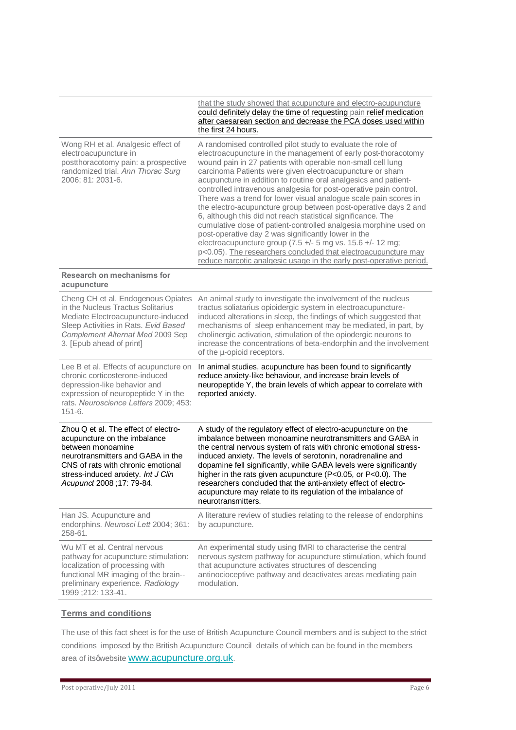| | |
|---|---|
| | that the study showed that acupuncture and electro-acupuncture could definitely delay the time of requesting pain relief medication after caesarean section and decrease the PCA doses used within the first 24 hours. |
| Wong RH et al. Analgesic effect of electroacupuncture in postthoracotomy pain: a prospective randomized trial. *Ann Thorac Surg* 2006; 81: 2031-6. | A randomised controlled pilot study to evaluate the role of electroacupuncture in the management of early post-thoracotomy wound pain in 27 patients with operable non-small cell lung carcinoma Patients were given electroacupuncture or sham acupuncture in addition to routine oral analgesics and patient-controlled intravenous analgesia for post-operative pain control. There was a trend for lower visual analogue scale pain scores in the electro-acupuncture group between post-operative days 2 and 6, although this did not reach statistical significance. The cumulative dose of patient-controlled analgesia morphine used on post-operative day 2 was significantly lower in the electroacupuncture group (7.5 +/- 5 mg vs. 15.6 +/- 12 mg; p<0.05). The researchers concluded that electroacupuncture may reduce narcotic analgesic usage in the early post-operative period. |
| **Research on mechanisms for acupuncture** | |
| Cheng CH et al. Endogenous Opiates in the Nucleus Tractus Solitarius Mediate Electroacupuncture-induced Sleep Activities in Rats. *Evid Based Complement Alternat Med* 2009 Sep 3. [Epub ahead of print] | An animal study to investigate the involvement of the nucleus tractus soliatarius opioidergic system in electroacupuncture-induced alterations in sleep, the findings of which suggested that mechanisms of sleep enhancement may be mediated, in part, by cholinergic activation, stimulation of the opiodergic neurons to increase the concentrations of beta-endorphin and the involvement of the µ-opioid receptors. |
| Lee B et al. Effects of acupuncture on chronic corticosterone-induced depression-like behavior and expression of neuropeptide Y in the rats. *Neuroscience Letters* 2009; 453: 151-6. | In animal studies, acupuncture has been found to significantly reduce anxiety-like behaviour, and increase brain levels of neuropeptide Y, the brain levels of which appear to correlate with reported anxiety. |
| Zhou Q et al. The effect of electro-acupuncture on the imbalance between monoamine neurotransmitters and GABA in the CNS of rats with chronic emotional stress-induced anxiety. *Int J Clin Acupunct* 2008 ;17: 79-84. | A study of the regulatory effect of electro-acupuncture on the imbalance between monoamine neurotransmitters and GABA in the central nervous system of rats with chronic emotional stress-induced anxiety. The levels of serotonin, noradrenaline and dopamine fell significantly, while GABA levels were significantly higher in the rats given acupuncture (P<0.05, or P<0.0). The researchers concluded that the anti-anxiety effect of electro-acupuncture may relate to its regulation of the imbalance of neurotransmitters. |
| Han JS. Acupuncture and endorphins. *Neurosci Lett* 2004; 361: 258-61. | A literature review of studies relating to the release of endorphins by acupuncture. |
| Wu MT et al. Central nervous pathway for acupuncture stimulation: localization of processing with functional MR imaging of the brain--preliminary experience. *Radiology* 1999 ;212: 133-41. | An experimental study using fMRI to characterise the central nervous system pathway for acupuncture stimulation, which found that acupuncture activates structures of descending antinociceptive pathway and deactivates areas mediating pain modulation. |

## Terms and conditions

The use of this fact sheet is for the use of British Acupuncture Council members and is subject to the strict conditions imposed by the British Acupuncture Council details of which can be found in the members area of its website www.acupuncture.org.uk.